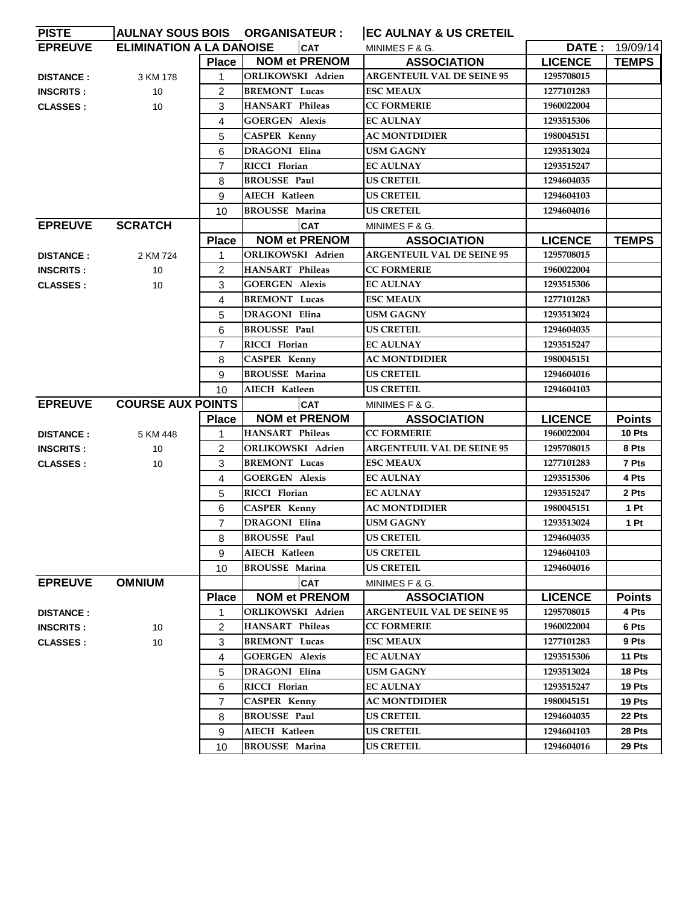| PISTE | AULNAY SOUS BOIS | ORGANISATEUR : | EC AULNAY & US CRETEIL | | |
|---|---|---|---|---|---|
| **EPREUVE** | **ELIMINATION A LA DANOISE** | **CAT** | MINIMES F & G. | **DATE :** | 19/09/14 |

| | | Place | NOM et PRENOM | ASSOCIATION | LICENCE | TEMPS |
|---|---|---|---|---|---|---|
| **DISTANCE :** | 3 KM 178 | 1 | ORLIKOWSKI Adrien | ARGENTEUIL VAL DE SEINE 95 | 1295708015 | |
| **INSCRITS :** | 10 | 2 | BREMONT Lucas | ESC MEAUX | 1277101283 | |
| **CLASSES :** | 10 | 3 | HANSART Phileas | CC FORMERIE | 1960022004 | |
| | | 4 | GOERGEN Alexis | EC AULNAY | 1293515306 | |
| | | 5 | CASPER Kenny | AC MONTDIDIER | 1980045151 | |
| | | 6 | DRAGONI Elina | USM GAGNY | 1293513024 | |
| | | 7 | RICCI Florian | EC AULNAY | 1293515247 | |
| | | 8 | BROUSSE Paul | US CRETEIL | 1294604035 | |
| | | 9 | AIECH Katleen | US CRETEIL | 1294604103 | |
| | | 10 | BROUSSE Marina | US CRETEIL | 1294604016 | |

| **EPREUVE** | **SCRATCH** | | **CAT** | MINIMES F & G. | | |
|---|---|---|---|---|---|---|
| | | **Place** | **NOM et PRENOM** | **ASSOCIATION** | **LICENCE** | **TEMPS** |
| **DISTANCE :** | 2 KM 724 | 1 | ORLIKOWSKI Adrien | ARGENTEUIL VAL DE SEINE 95 | 1295708015 | |
| **INSCRITS :** | 10 | 2 | HANSART Phileas | CC FORMERIE | 1960022004 | |
| **CLASSES :** | 10 | 3 | GOERGEN Alexis | EC AULNAY | 1293515306 | |
| | | 4 | BREMONT Lucas | ESC MEAUX | 1277101283 | |
| | | 5 | DRAGONI Elina | USM GAGNY | 1293513024 | |
| | | 6 | BROUSSE Paul | US CRETEIL | 1294604035 | |
| | | 7 | RICCI Florian | EC AULNAY | 1293515247 | |
| | | 8 | CASPER Kenny | AC MONTDIDIER | 1980045151 | |
| | | 9 | BROUSSE Marina | US CRETEIL | 1294604016 | |
| | | 10 | AIECH Katleen | US CRETEIL | 1294604103 | |

| **EPREUVE** | **COURSE AUX POINTS** | | **CAT** | MINIMES F & G. | | |
|---|---|---|---|---|---|---|
| | | **Place** | **NOM et PRENOM** | **ASSOCIATION** | **LICENCE** | **Points** |
| **DISTANCE :** | 5 KM 448 | 1 | HANSART Phileas | CC FORMERIE | 1960022004 | 10 Pts |
| **INSCRITS :** | 10 | 2 | ORLIKOWSKI Adrien | ARGENTEUIL VAL DE SEINE 95 | 1295708015 | 8 Pts |
| **CLASSES :** | 10 | 3 | BREMONT Lucas | ESC MEAUX | 1277101283 | 7 Pts |
| | | 4 | GOERGEN Alexis | EC AULNAY | 1293515306 | 4 Pts |
| | | 5 | RICCI Florian | EC AULNAY | 1293515247 | 2 Pts |
| | | 6 | CASPER Kenny | AC MONTDIDIER | 1980045151 | 1 Pt |
| | | 7 | DRAGONI Elina | USM GAGNY | 1293513024 | 1 Pt |
| | | 8 | BROUSSE Paul | US CRETEIL | 1294604035 | |
| | | 9 | AIECH Katleen | US CRETEIL | 1294604103 | |
| | | 10 | BROUSSE Marina | US CRETEIL | 1294604016 | |

| **EPREUVE** | **OMNIUM** | | **CAT** | MINIMES F & G. | | |
|---|---|---|---|---|---|---|
| | | **Place** | **NOM et PRENOM** | **ASSOCIATION** | **LICENCE** | **Points** |
| **DISTANCE :** | | 1 | ORLIKOWSKI Adrien | ARGENTEUIL VAL DE SEINE 95 | 1295708015 | 4 Pts |
| **INSCRITS :** | 10 | 2 | HANSART Phileas | CC FORMERIE | 1960022004 | 6 Pts |
| **CLASSES :** | 10 | 3 | BREMONT Lucas | ESC MEAUX | 1277101283 | 9 Pts |
| | | 4 | GOERGEN Alexis | EC AULNAY | 1293515306 | 11 Pts |
| | | 5 | DRAGONI Elina | USM GAGNY | 1293513024 | 18 Pts |
| | | 6 | RICCI Florian | EC AULNAY | 1293515247 | 19 Pts |
| | | 7 | CASPER Kenny | AC MONTDIDIER | 1980045151 | 19 Pts |
| | | 8 | BROUSSE Paul | US CRETEIL | 1294604035 | 22 Pts |
| | | 9 | AIECH Katleen | US CRETEIL | 1294604103 | 28 Pts |
| | | 10 | BROUSSE Marina | US CRETEIL | 1294604016 | 29 Pts |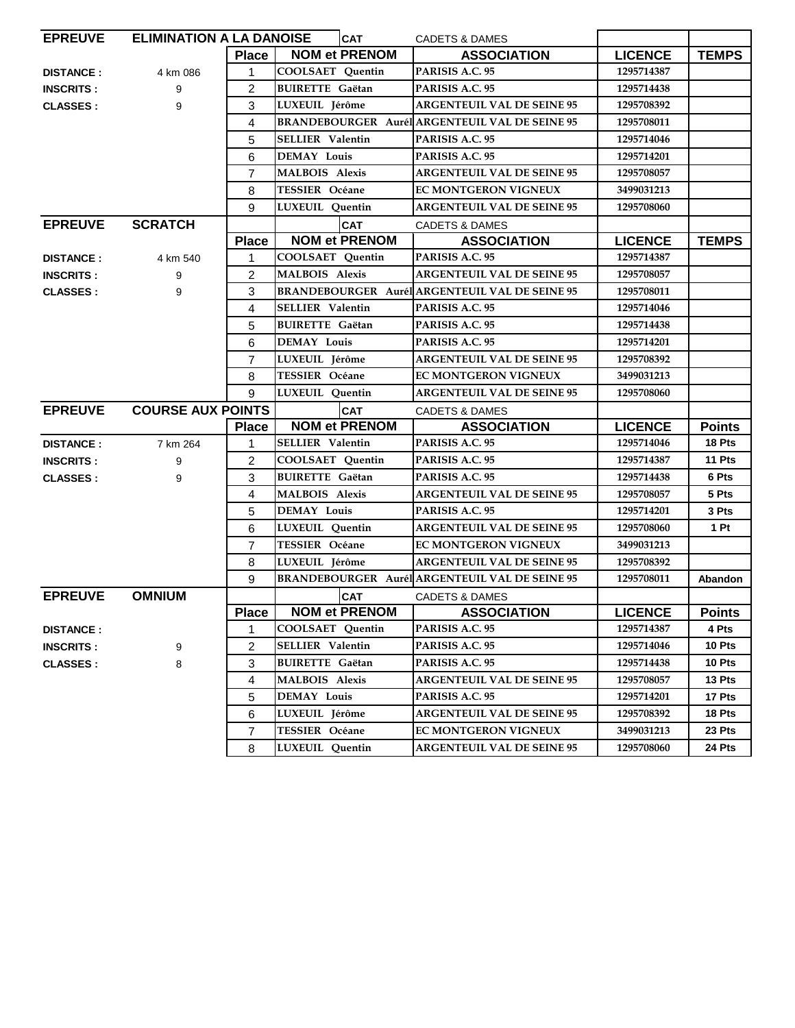| EPREUVE | ELIMINATION A LA DANOISE | | CAT | CADETS & DAMES | | |
|---|---|---|---|---|---|---|
| | | **Place** | **NOM et PRENOM** | **ASSOCIATION** | **LICENCE** | **TEMPS** |
| **DISTANCE :** | 4 km 086 | 1 | COOLSAET Quentin | PARISIS A.C. 95 | 1295714387 | |
| **INSCRITS :** | 9 | 2 | BUIRETTE Gaëtan | PARISIS A.C. 95 | 1295714438 | |
| **CLASSES :** | 9 | 3 | LUXEUIL Jérôme | ARGENTEUIL VAL DE SEINE 95 | 1295708392 | |
| | | 4 | BRANDEBOURGER Aurél | ARGENTEUIL VAL DE SEINE 95 | 1295708011 | |
| | | 5 | SELLIER Valentin | PARISIS A.C. 95 | 1295714046 | |
| | | 6 | DEMAY Louis | PARISIS A.C. 95 | 1295714201 | |
| | | 7 | MALBOIS Alexis | ARGENTEUIL VAL DE SEINE 95 | 1295708057 | |
| | | 8 | TESSIER Océane | EC MONTGERON VIGNEUX | 3499031213 | |
| | | 9 | LUXEUIL Quentin | ARGENTEUIL VAL DE SEINE 95 | 1295708060 | |

| EPREUVE | SCRATCH | | CAT | CADETS & DAMES | | |
|---|---|---|---|---|---|---|
| | | **Place** | **NOM et PRENOM** | **ASSOCIATION** | **LICENCE** | **TEMPS** |
| **DISTANCE :** | 4 km 540 | 1 | COOLSAET Quentin | PARISIS A.C. 95 | 1295714387 | |
| **INSCRITS :** | 9 | 2 | MALBOIS Alexis | ARGENTEUIL VAL DE SEINE 95 | 1295708057 | |
| **CLASSES :** | 9 | 3 | BRANDEBOURGER Aurél | ARGENTEUIL VAL DE SEINE 95 | 1295708011 | |
| | | 4 | SELLIER Valentin | PARISIS A.C. 95 | 1295714046 | |
| | | 5 | BUIRETTE Gaëtan | PARISIS A.C. 95 | 1295714438 | |
| | | 6 | DEMAY Louis | PARISIS A.C. 95 | 1295714201 | |
| | | 7 | LUXEUIL Jérôme | ARGENTEUIL VAL DE SEINE 95 | 1295708392 | |
| | | 8 | TESSIER Océane | EC MONTGERON VIGNEUX | 3499031213 | |
| | | 9 | LUXEUIL Quentin | ARGENTEUIL VAL DE SEINE 95 | 1295708060 | |

| EPREUVE | COURSE AUX POINTS | | CAT | CADETS & DAMES | | |
|---|---|---|---|---|---|---|
| | | **Place** | **NOM et PRENOM** | **ASSOCIATION** | **LICENCE** | **Points** |
| **DISTANCE :** | 7 km 264 | 1 | SELLIER Valentin | PARISIS A.C. 95 | 1295714046 | 18 Pts |
| **INSCRITS :** | 9 | 2 | COOLSAET Quentin | PARISIS A.C. 95 | 1295714387 | 11 Pts |
| **CLASSES :** | 9 | 3 | BUIRETTE Gaëtan | PARISIS A.C. 95 | 1295714438 | 6 Pts |
| | | 4 | MALBOIS Alexis | ARGENTEUIL VAL DE SEINE 95 | 1295708057 | 5 Pts |
| | | 5 | DEMAY Louis | PARISIS A.C. 95 | 1295714201 | 3 Pts |
| | | 6 | LUXEUIL Quentin | ARGENTEUIL VAL DE SEINE 95 | 1295708060 | 1 Pt |
| | | 7 | TESSIER Océane | EC MONTGERON VIGNEUX | 3499031213 | |
| | | 8 | LUXEUIL Jérôme | ARGENTEUIL VAL DE SEINE 95 | 1295708392 | |
| | | 9 | BRANDEBOURGER Aurél | ARGENTEUIL VAL DE SEINE 95 | 1295708011 | Abandon |

| EPREUVE | OMNIUM | | CAT | CADETS & DAMES | | |
|---|---|---|---|---|---|---|
| | | **Place** | **NOM et PRENOM** | **ASSOCIATION** | **LICENCE** | **Points** |
| **DISTANCE :** | | 1 | COOLSAET Quentin | PARISIS A.C. 95 | 1295714387 | 4 Pts |
| **INSCRITS :** | 9 | 2 | SELLIER Valentin | PARISIS A.C. 95 | 1295714046 | 10 Pts |
| **CLASSES :** | 8 | 3 | BUIRETTE Gaëtan | PARISIS A.C. 95 | 1295714438 | 10 Pts |
| | | 4 | MALBOIS Alexis | ARGENTEUIL VAL DE SEINE 95 | 1295708057 | 13 Pts |
| | | 5 | DEMAY Louis | PARISIS A.C. 95 | 1295714201 | 17 Pts |
| | | 6 | LUXEUIL Jérôme | ARGENTEUIL VAL DE SEINE 95 | 1295708392 | 18 Pts |
| | | 7 | TESSIER Océane | EC MONTGERON VIGNEUX | 3499031213 | 23 Pts |
| | | 8 | LUXEUIL Quentin | ARGENTEUIL VAL DE SEINE 95 | 1295708060 | 24 Pts |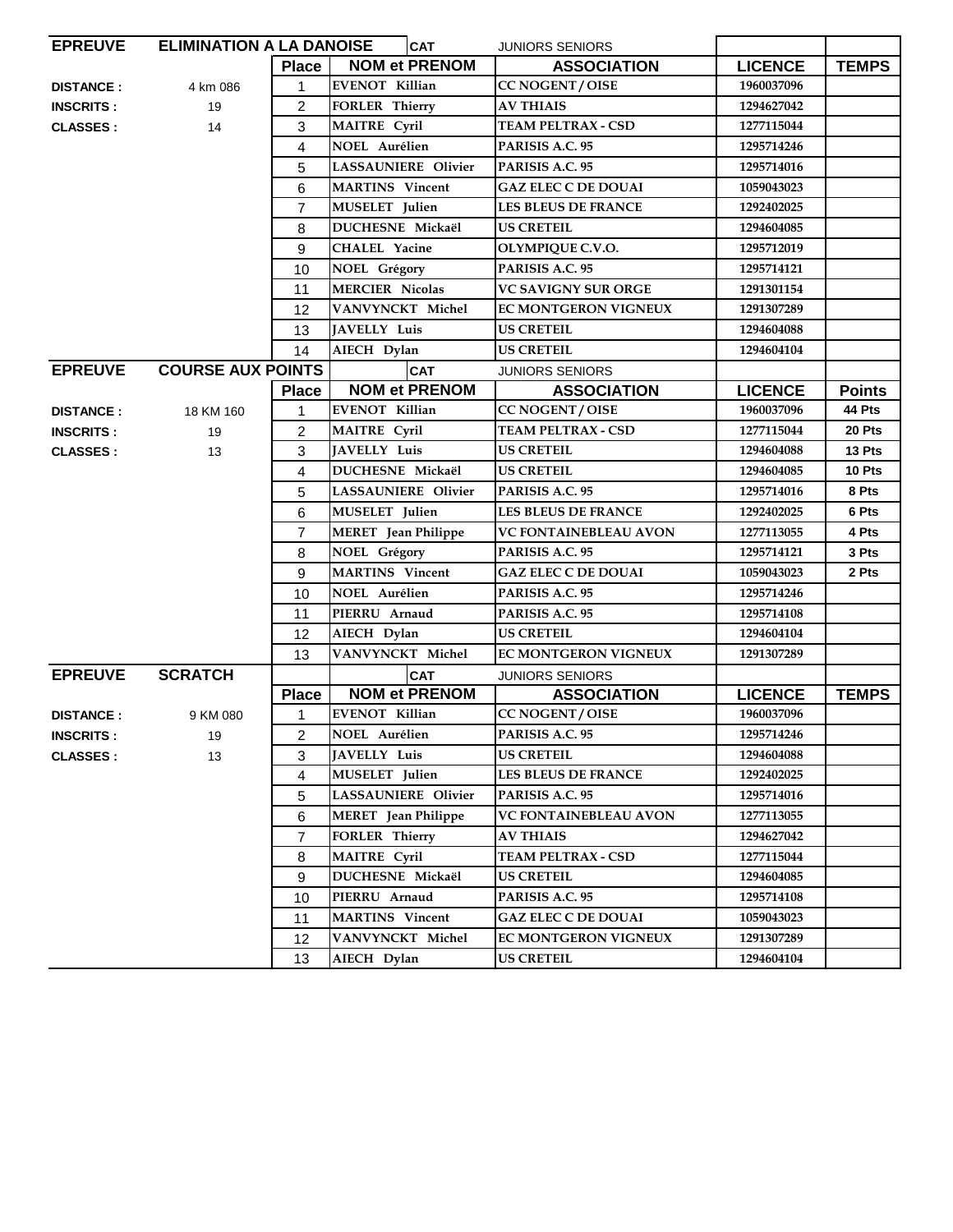| EPREUVE | ELIMINATION A LA DANOISE | | CAT | JUNIORS SENIORS | | |
|---|---|---|---|---|---|---|
| | | **Place** | **NOM et PRENOM** | **ASSOCIATION** | **LICENCE** | **TEMPS** |
| **DISTANCE :** | 4 km 086 | 1 | EVENOT Killian | CC NOGENT / OISE | 1960037096 | |
| **INSCRITS :** | 19 | 2 | FORLER Thierry | AV THIAIS | 1294627042 | |
| **CLASSES :** | 14 | 3 | MAITRE Cyril | TEAM PELTRAX - CSD | 1277115044 | |
| | | 4 | NOEL Aurélien | PARISIS A.C. 95 | 1295714246 | |
| | | 5 | LASSAUNIERE Olivier | PARISIS A.C. 95 | 1295714016 | |
| | | 6 | MARTINS Vincent | GAZ ELEC C DE DOUAI | 1059043023 | |
| | | 7 | MUSELET Julien | LES BLEUS DE FRANCE | 1292402025 | |
| | | 8 | DUCHESNE Mickaël | US CRETEIL | 1294604085 | |
| | | 9 | CHALEL Yacine | OLYMPIQUE C.V.O. | 1295712019 | |
| | | 10 | NOEL Grégory | PARISIS A.C. 95 | 1295714121 | |
| | | 11 | MERCIER Nicolas | VC SAVIGNY SUR ORGE | 1291301154 | |
| | | 12 | VANVYNCKT Michel | EC MONTGERON VIGNEUX | 1291307289 | |
| | | 13 | JAVELLY Luis | US CRETEIL | 1294604088 | |
| | | 14 | AIECH Dylan | US CRETEIL | 1294604104 | |

| EPREUVE | COURSE AUX POINTS | | CAT | JUNIORS SENIORS | | |
|---|---|---|---|---|---|---|
| | | **Place** | **NOM et PRENOM** | **ASSOCIATION** | **LICENCE** | **Points** |
| **DISTANCE :** | 18 KM 160 | 1 | EVENOT Killian | CC NOGENT / OISE | 1960037096 | 44 Pts |
| **INSCRITS :** | 19 | 2 | MAITRE Cyril | TEAM PELTRAX - CSD | 1277115044 | 20 Pts |
| **CLASSES :** | 13 | 3 | JAVELLY Luis | US CRETEIL | 1294604088 | 13 Pts |
| | | 4 | DUCHESNE Mickaël | US CRETEIL | 1294604085 | 10 Pts |
| | | 5 | LASSAUNIERE Olivier | PARISIS A.C. 95 | 1295714016 | 8 Pts |
| | | 6 | MUSELET Julien | LES BLEUS DE FRANCE | 1292402025 | 6 Pts |
| | | 7 | MERET Jean Philippe | VC FONTAINEBLEAU AVON | 1277113055 | 4 Pts |
| | | 8 | NOEL Grégory | PARISIS A.C. 95 | 1295714121 | 3 Pts |
| | | 9 | MARTINS Vincent | GAZ ELEC C DE DOUAI | 1059043023 | 2 Pts |
| | | 10 | NOEL Aurélien | PARISIS A.C. 95 | 1295714246 | |
| | | 11 | PIERRU Arnaud | PARISIS A.C. 95 | 1295714108 | |
| | | 12 | AIECH Dylan | US CRETEIL | 1294604104 | |
| | | 13 | VANVYNCKT Michel | EC MONTGERON VIGNEUX | 1291307289 | |

| EPREUVE | SCRATCH | | CAT | JUNIORS SENIORS | | |
|---|---|---|---|---|---|---|
| | | **Place** | **NOM et PRENOM** | **ASSOCIATION** | **LICENCE** | **TEMPS** |
| **DISTANCE :** | 9 KM 080 | 1 | EVENOT Killian | CC NOGENT / OISE | 1960037096 | |
| **INSCRITS :** | 19 | 2 | NOEL Aurélien | PARISIS A.C. 95 | 1295714246 | |
| **CLASSES :** | 13 | 3 | JAVELLY Luis | US CRETEIL | 1294604088 | |
| | | 4 | MUSELET Julien | LES BLEUS DE FRANCE | 1292402025 | |
| | | 5 | LASSAUNIERE Olivier | PARISIS A.C. 95 | 1295714016 | |
| | | 6 | MERET Jean Philippe | VC FONTAINEBLEAU AVON | 1277113055 | |
| | | 7 | FORLER Thierry | AV THIAIS | 1294627042 | |
| | | 8 | MAITRE Cyril | TEAM PELTRAX - CSD | 1277115044 | |
| | | 9 | DUCHESNE Mickaël | US CRETEIL | 1294604085 | |
| | | 10 | PIERRU Arnaud | PARISIS A.C. 95 | 1295714108 | |
| | | 11 | MARTINS Vincent | GAZ ELEC C DE DOUAI | 1059043023 | |
| | | 12 | VANVYNCKT Michel | EC MONTGERON VIGNEUX | 1291307289 | |
| | | 13 | AIECH Dylan | US CRETEIL | 1294604104 | |